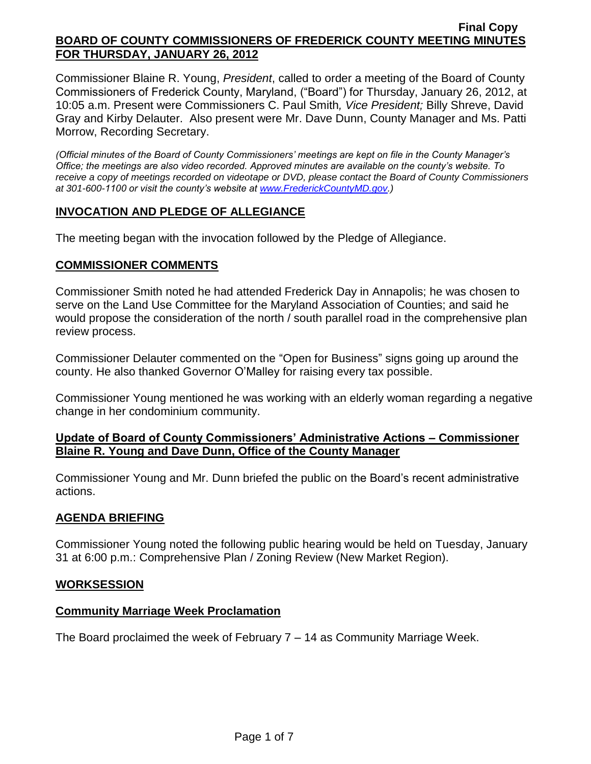Final Copy

**BOARD OF COUNTY COMMISSIONERS OF FREDERICK COUNTY MEETING MINUTES FOR THURSDAY, JANUARY 26, 2012**

Commissioner Blaine R. Young, *President*, called to order a meeting of the Board of County Commissioners of Frederick County, Maryland, ("Board") for Thursday, January 26, 2012, at 10:05 a.m. Present were Commissioners C. Paul Smith*, Vice President;* Billy Shreve, David Gray and Kirby Delauter. Also present were Mr. Dave Dunn, County Manager and Ms. Patti Morrow, Recording Secretary.

*(Official minutes of the Board of County Commissioners' meetings are kept on file in the County Manager's Office; the meetings are also video recorded. Approved minutes are available on the county's website. To receive a copy of meetings recorded on videotape or DVD, please contact the Board of County Commissioners at 301-600-1100 or visit the county's website at www.FrederickCountyMD.gov.)*

## INVOCATION AND PLEDGE OF ALLEGIANCE

The meeting began with the invocation followed by the Pledge of Allegiance.

## COMMISSIONER COMMENTS

Commissioner Smith noted he had attended Frederick Day in Annapolis; he was chosen to serve on the Land Use Committee for the Maryland Association of Counties; and said he would propose the consideration of the north / south parallel road in the comprehensive plan review process.

Commissioner Delauter commented on the "Open for Business" signs going up around the county. He also thanked Governor O'Malley for raising every tax possible.

Commissioner Young mentioned he was working with an elderly woman regarding a negative change in her condominium community.

## Update of Board of County Commissioners' Administrative Actions – Commissioner Blaine R. Young and Dave Dunn, Office of the County Manager

Commissioner Young and Mr. Dunn briefed the public on the Board's recent administrative actions.

## AGENDA BRIEFING

Commissioner Young noted the following public hearing would be held on Tuesday, January 31 at 6:00 p.m.: Comprehensive Plan / Zoning Review (New Market Region).

## WORKSESSION

### Community Marriage Week Proclamation

The Board proclaimed the week of February 7 – 14 as Community Marriage Week.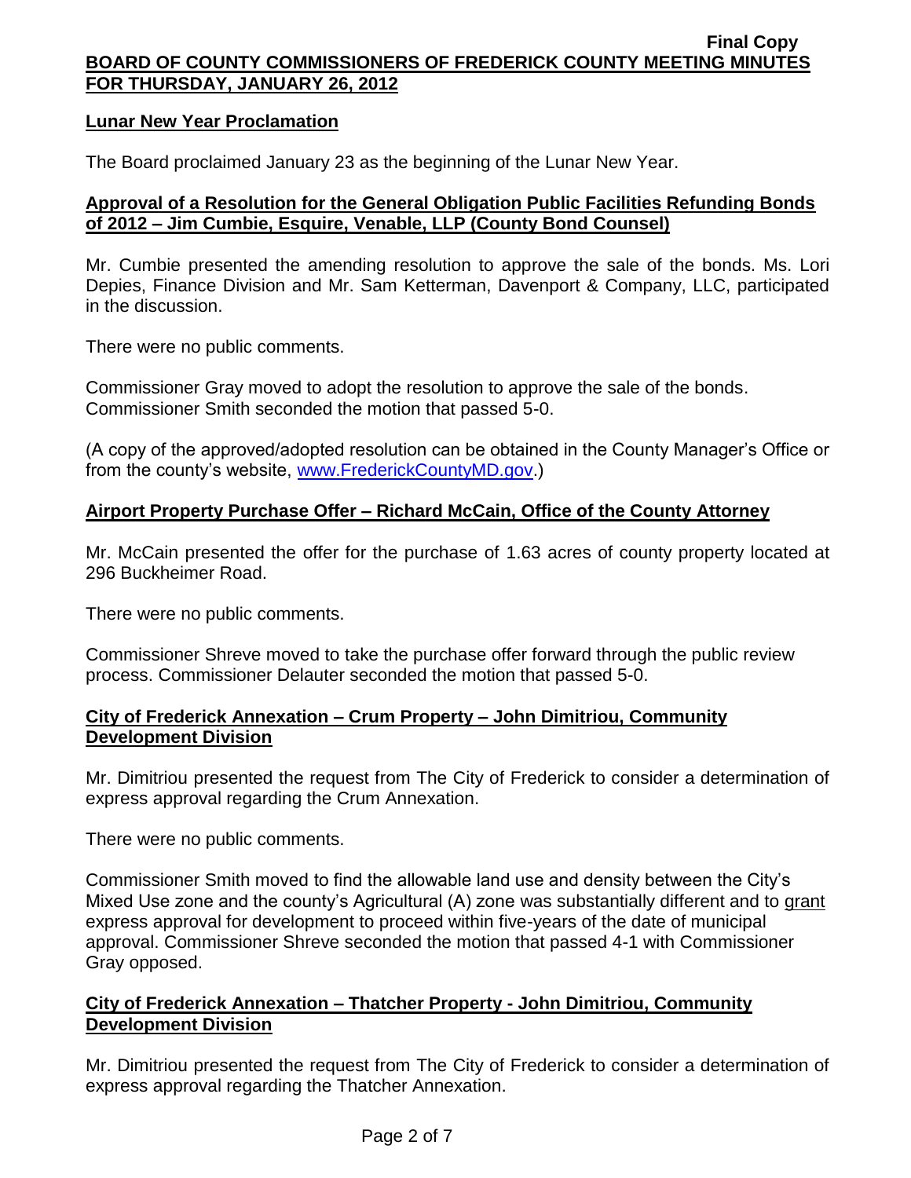## Lunar New Year Proclamation

The Board proclaimed January 23 as the beginning of the Lunar New Year.

## Approval of a Resolution for the General Obligation Public Facilities Refunding Bonds of 2012 – Jim Cumbie, Esquire, Venable, LLP (County Bond Counsel)

Mr. Cumbie presented the amending resolution to approve the sale of the bonds. Ms. Lori Depies, Finance Division and Mr. Sam Ketterman, Davenport & Company, LLC, participated in the discussion.

There were no public comments.

Commissioner Gray moved to adopt the resolution to approve the sale of the bonds. Commissioner Smith seconded the motion that passed 5-0.

(A copy of the approved/adopted resolution can be obtained in the County Manager's Office or from the county's website, www.FrederickCountyMD.gov.)

## Airport Property Purchase Offer – Richard McCain, Office of the County Attorney

Mr. McCain presented the offer for the purchase of 1.63 acres of county property located at 296 Buckheimer Road.

There were no public comments.

Commissioner Shreve moved to take the purchase offer forward through the public review process. Commissioner Delauter seconded the motion that passed 5-0.

## City of Frederick Annexation – Crum Property – John Dimitriou, Community Development Division

Mr. Dimitriou presented the request from The City of Frederick to consider a determination of express approval regarding the Crum Annexation.

There were no public comments.

Commissioner Smith moved to find the allowable land use and density between the City's Mixed Use zone and the county's Agricultural (A) zone was substantially different and to grant express approval for development to proceed within five-years of the date of municipal approval. Commissioner Shreve seconded the motion that passed 4-1 with Commissioner Gray opposed.

## City of Frederick Annexation – Thatcher Property - John Dimitriou, Community Development Division

Mr. Dimitriou presented the request from The City of Frederick to consider a determination of express approval regarding the Thatcher Annexation.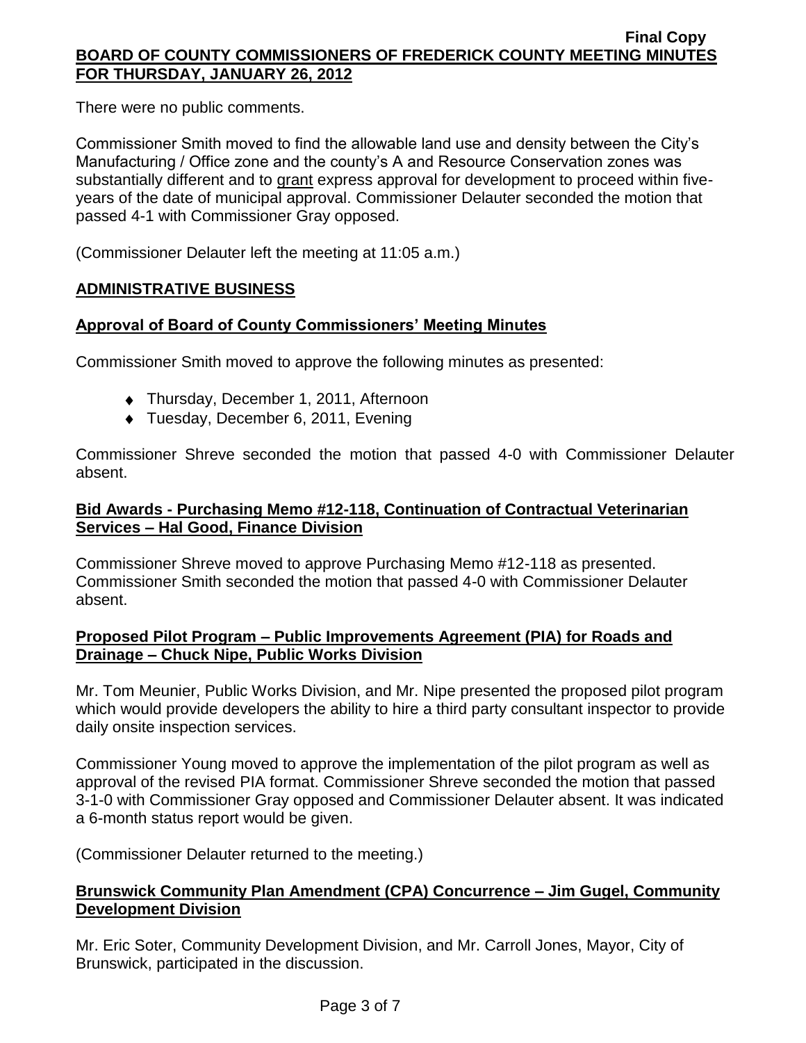There were no public comments.

Commissioner Smith moved to find the allowable land use and density between the City's Manufacturing / Office zone and the county's A and Resource Conservation zones was substantially different and to grant express approval for development to proceed within five-years of the date of municipal approval. Commissioner Delauter seconded the motion that passed 4-1 with Commissioner Gray opposed.

(Commissioner Delauter left the meeting at 11:05 a.m.)

## ADMINISTRATIVE BUSINESS

### Approval of Board of County Commissioners' Meeting Minutes

Commissioner Smith moved to approve the following minutes as presented:

- Thursday, December 1, 2011, Afternoon
- Tuesday, December 6, 2011, Evening

Commissioner Shreve seconded the motion that passed 4-0 with Commissioner Delauter absent.

### Bid Awards - Purchasing Memo #12-118, Continuation of Contractual Veterinarian Services – Hal Good, Finance Division

Commissioner Shreve moved to approve Purchasing Memo #12-118 as presented. Commissioner Smith seconded the motion that passed 4-0 with Commissioner Delauter absent.

### Proposed Pilot Program – Public Improvements Agreement (PIA) for Roads and Drainage – Chuck Nipe, Public Works Division

Mr. Tom Meunier, Public Works Division, and Mr. Nipe presented the proposed pilot program which would provide developers the ability to hire a third party consultant inspector to provide daily onsite inspection services.

Commissioner Young moved to approve the implementation of the pilot program as well as approval of the revised PIA format. Commissioner Shreve seconded the motion that passed 3-1-0 with Commissioner Gray opposed and Commissioner Delauter absent. It was indicated a 6-month status report would be given.

(Commissioner Delauter returned to the meeting.)

### Brunswick Community Plan Amendment (CPA) Concurrence – Jim Gugel, Community Development Division

Mr. Eric Soter, Community Development Division, and Mr. Carroll Jones, Mayor, City of Brunswick, participated in the discussion.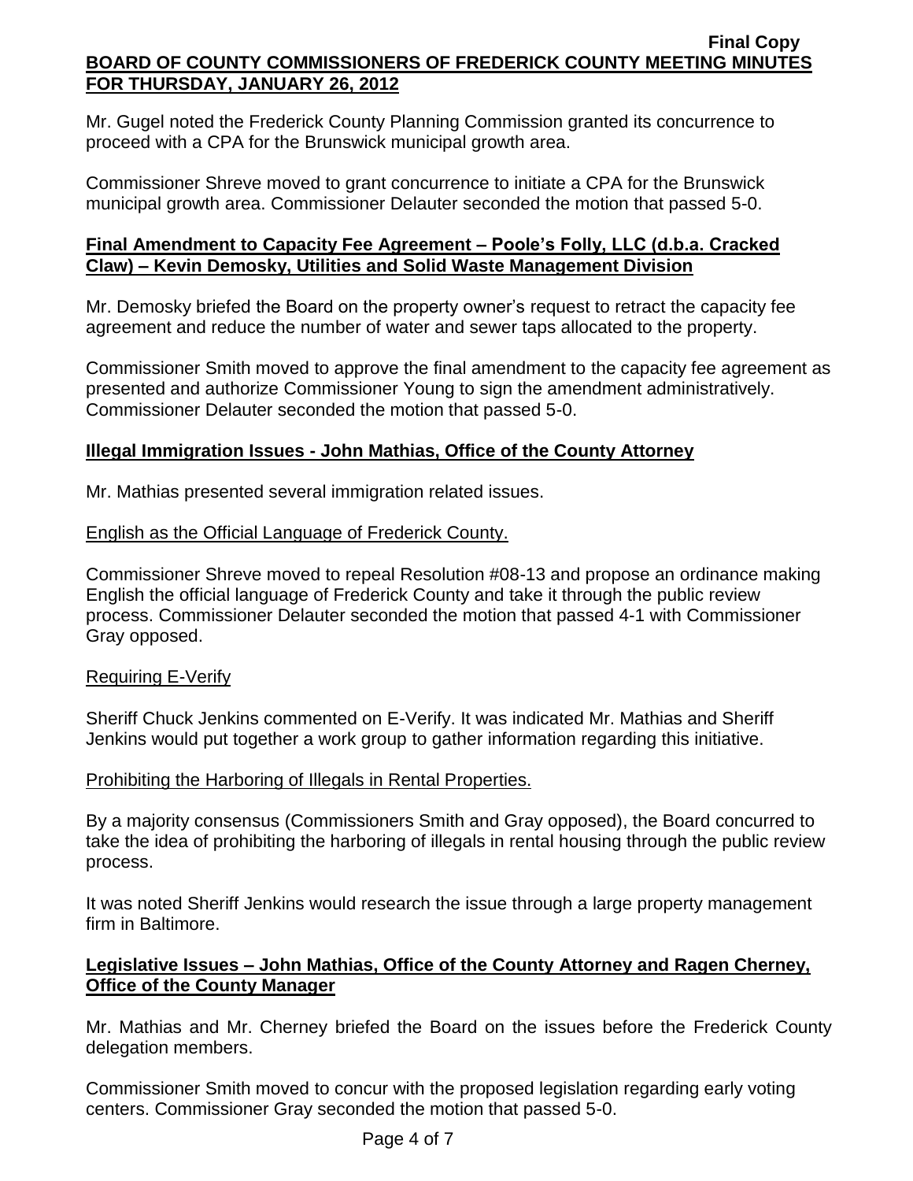Mr. Gugel noted the Frederick County Planning Commission granted its concurrence to proceed with a CPA for the Brunswick municipal growth area.

Commissioner Shreve moved to grant concurrence to initiate a CPA for the Brunswick municipal growth area. Commissioner Delauter seconded the motion that passed 5-0.

**Final Amendment to Capacity Fee Agreement – Poole's Folly, LLC (d.b.a. Cracked Claw) – Kevin Demosky, Utilities and Solid Waste Management Division**

Mr. Demosky briefed the Board on the property owner's request to retract the capacity fee agreement and reduce the number of water and sewer taps allocated to the property.

Commissioner Smith moved to approve the final amendment to the capacity fee agreement as presented and authorize Commissioner Young to sign the amendment administratively. Commissioner Delauter seconded the motion that passed 5-0.

**Illegal Immigration Issues - John Mathias, Office of the County Attorney**

Mr. Mathias presented several immigration related issues.

English as the Official Language of Frederick County.

Commissioner Shreve moved to repeal Resolution #08-13 and propose an ordinance making English the official language of Frederick County and take it through the public review process. Commissioner Delauter seconded the motion that passed 4-1 with Commissioner Gray opposed.

Requiring E-Verify

Sheriff Chuck Jenkins commented on E-Verify. It was indicated Mr. Mathias and Sheriff Jenkins would put together a work group to gather information regarding this initiative.

Prohibiting the Harboring of Illegals in Rental Properties.

By a majority consensus (Commissioners Smith and Gray opposed), the Board concurred to take the idea of prohibiting the harboring of illegals in rental housing through the public review process.

It was noted Sheriff Jenkins would research the issue through a large property management firm in Baltimore.

**Legislative Issues – John Mathias, Office of the County Attorney and Ragen Cherney, Office of the County Manager**

Mr. Mathias and Mr. Cherney briefed the Board on the issues before the Frederick County delegation members.

Commissioner Smith moved to concur with the proposed legislation regarding early voting centers. Commissioner Gray seconded the motion that passed 5-0.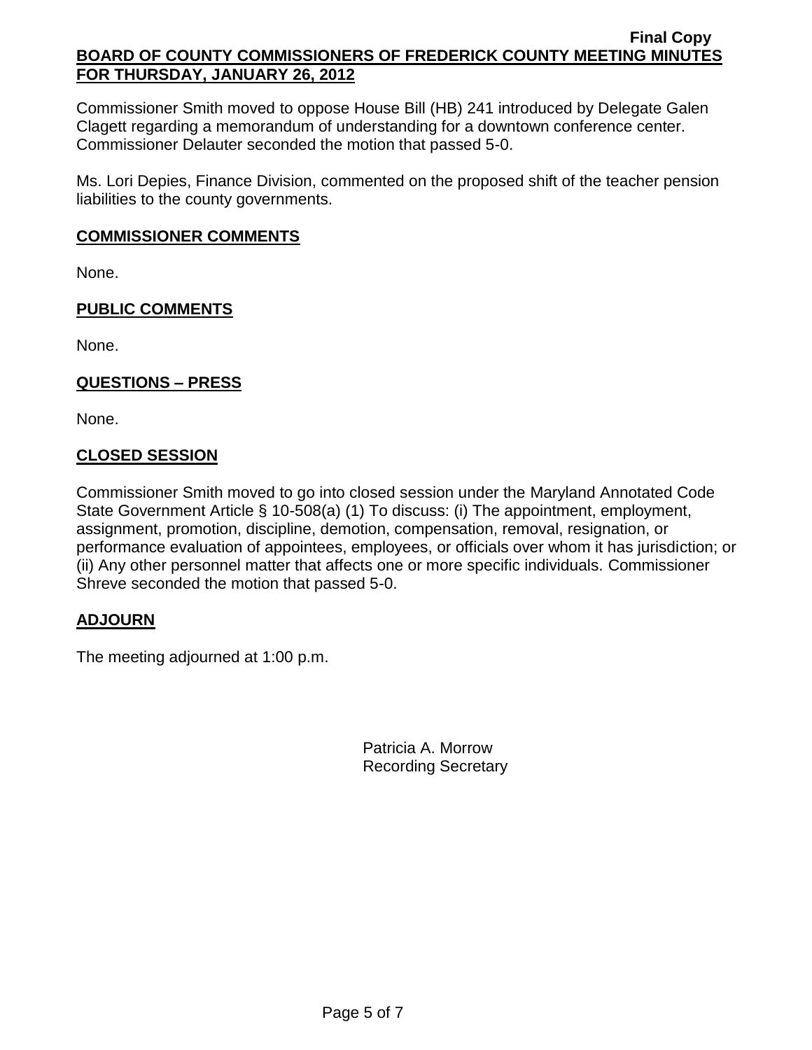Commissioner Smith moved to oppose House Bill (HB) 241 introduced by Delegate Galen Clagett regarding a memorandum of understanding for a downtown conference center. Commissioner Delauter seconded the motion that passed 5-0.

Ms. Lori Depies, Finance Division, commented on the proposed shift of the teacher pension liabilities to the county governments.

## COMMISSIONER COMMENTS

None.

## PUBLIC COMMENTS

None.

## QUESTIONS – PRESS

None.

## CLOSED SESSION

Commissioner Smith moved to go into closed session under the Maryland Annotated Code State Government Article § 10-508(a) (1) To discuss: (i) The appointment, employment, assignment, promotion, discipline, demotion, compensation, removal, resignation, or performance evaluation of appointees, employees, or officials over whom it has jurisdiction; or (ii) Any other personnel matter that affects one or more specific individuals. Commissioner Shreve seconded the motion that passed 5-0.

## ADJOURN

The meeting adjourned at 1:00 p.m.

Patricia A. Morrow
Recording Secretary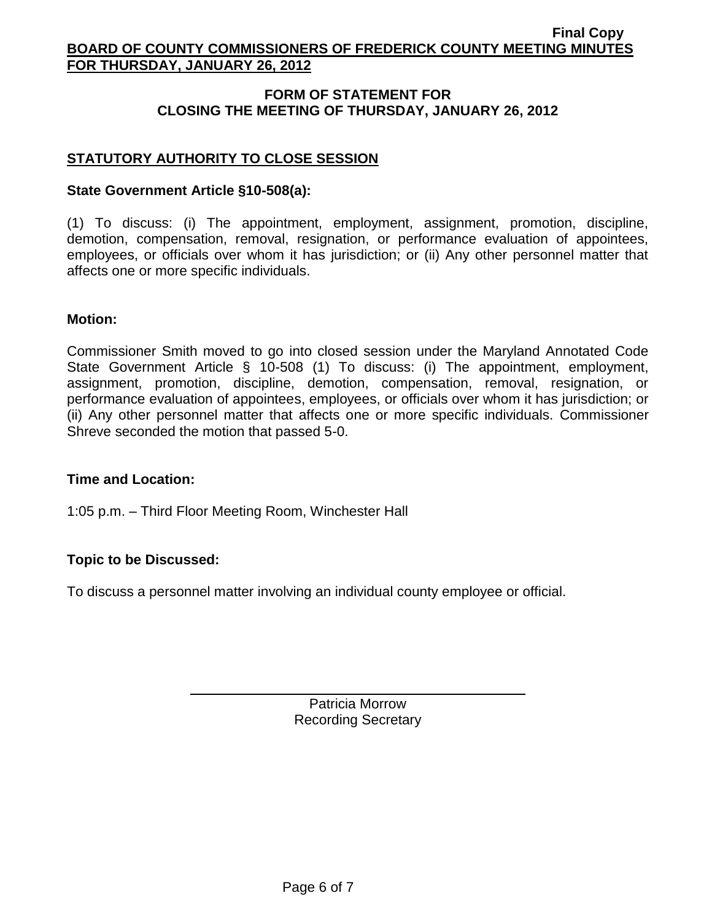## FORM OF STATEMENT FOR CLOSING THE MEETING OF THURSDAY, JANUARY 26, 2012

### STATUTORY AUTHORITY TO CLOSE SESSION

**State Government Article §10-508(a):**

(1) To discuss: (i) The appointment, employment, assignment, promotion, discipline, demotion, compensation, removal, resignation, or performance evaluation of appointees, employees, or officials over whom it has jurisdiction; or (ii) Any other personnel matter that affects one or more specific individuals.

**Motion:**

Commissioner Smith moved to go into closed session under the Maryland Annotated Code State Government Article § 10-508 (1) To discuss: (i) The appointment, employment, assignment, promotion, discipline, demotion, compensation, removal, resignation, or performance evaluation of appointees, employees, or officials over whom it has jurisdiction; or (ii) Any other personnel matter that affects one or more specific individuals. Commissioner Shreve seconded the motion that passed 5-0.

**Time and Location:**

1:05 p.m. – Third Floor Meeting Room, Winchester Hall

**Topic to be Discussed:**

To discuss a personnel matter involving an individual county employee or official.

Patricia Morrow
Recording Secretary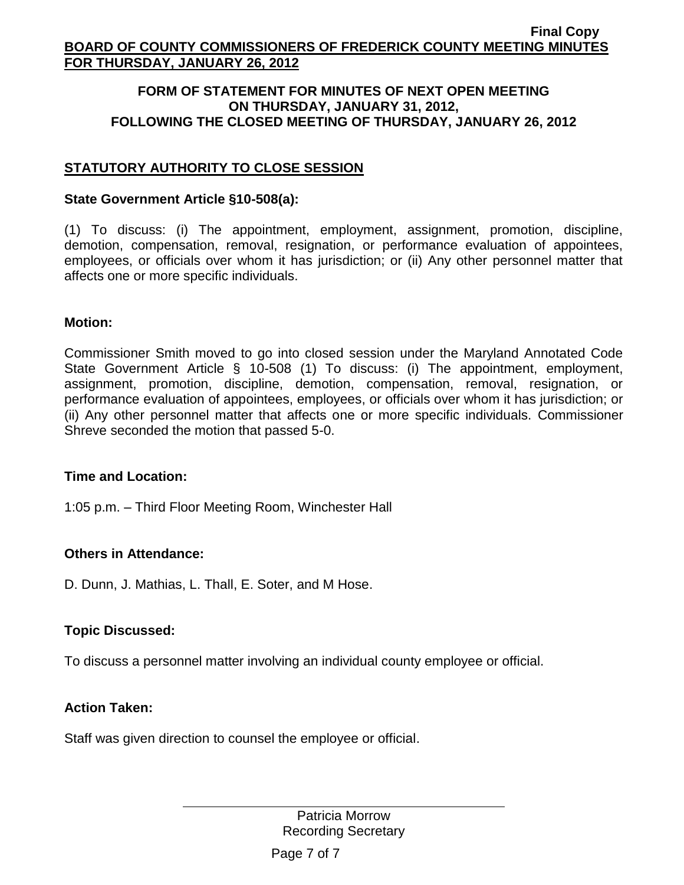**Final Copy**

**BOARD OF COUNTY COMMISSIONERS OF FREDERICK COUNTY MEETING MINUTES FOR THURSDAY, JANUARY 26, 2012**

**FORM OF STATEMENT FOR MINUTES OF NEXT OPEN MEETING ON THURSDAY, JANUARY 31, 2012, FOLLOWING THE CLOSED MEETING OF THURSDAY, JANUARY 26, 2012**

## STATUTORY AUTHORITY TO CLOSE SESSION

### State Government Article §10-508(a):

(1) To discuss: (i) The appointment, employment, assignment, promotion, discipline, demotion, compensation, removal, resignation, or performance evaluation of appointees, employees, or officials over whom it has jurisdiction; or (ii) Any other personnel matter that affects one or more specific individuals.

### Motion:

Commissioner Smith moved to go into closed session under the Maryland Annotated Code State Government Article § 10-508 (1) To discuss: (i) The appointment, employment, assignment, promotion, discipline, demotion, compensation, removal, resignation, or performance evaluation of appointees, employees, or officials over whom it has jurisdiction; or (ii) Any other personnel matter that affects one or more specific individuals. Commissioner Shreve seconded the motion that passed 5-0.

### Time and Location:

1:05 p.m. – Third Floor Meeting Room, Winchester Hall

### Others in Attendance:

D. Dunn, J. Mathias, L. Thall, E. Soter, and M Hose.

### Topic Discussed:

To discuss a personnel matter involving an individual county employee or official.

### Action Taken:

Staff was given direction to counsel the employee or official.

Patricia Morrow
Recording Secretary